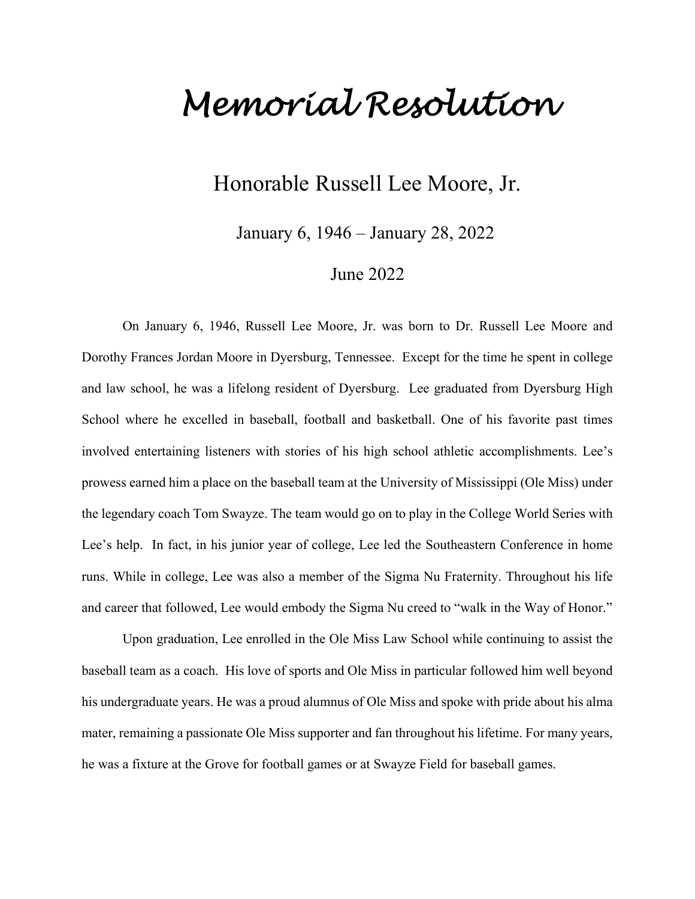# *Memorial Resolution*

## Honorable Russell Lee Moore, Jr.

January 6, 1946 – January 28, 2022

June 2022

On January 6, 1946, Russell Lee Moore, Jr. was born to Dr. Russell Lee Moore and Dorothy Frances Jordan Moore in Dyersburg, Tennessee. Except for the time he spent in college and law school, he was a lifelong resident of Dyersburg. Lee graduated from Dyersburg High School where he excelled in baseball, football and basketball. One of his favorite past times involved entertaining listeners with stories of his high school athletic accomplishments. Lee's prowess earned him a place on the baseball team at the University of Mississippi (Ole Miss) under the legendary coach Tom Swayze. The team would go on to play in the College World Series with Lee's help. In fact, in his junior year of college, Lee led the Southeastern Conference in home runs. While in college, Lee was also a member of the Sigma Nu Fraternity. Throughout his life and career that followed, Lee would embody the Sigma Nu creed to "walk in the Way of Honor."

Upon graduation, Lee enrolled in the Ole Miss Law School while continuing to assist the baseball team as a coach. His love of sports and Ole Miss in particular followed him well beyond his undergraduate years. He was a proud alumnus of Ole Miss and spoke with pride about his alma mater, remaining a passionate Ole Miss supporter and fan throughout his lifetime. For many years, he was a fixture at the Grove for football games or at Swayze Field for baseball games.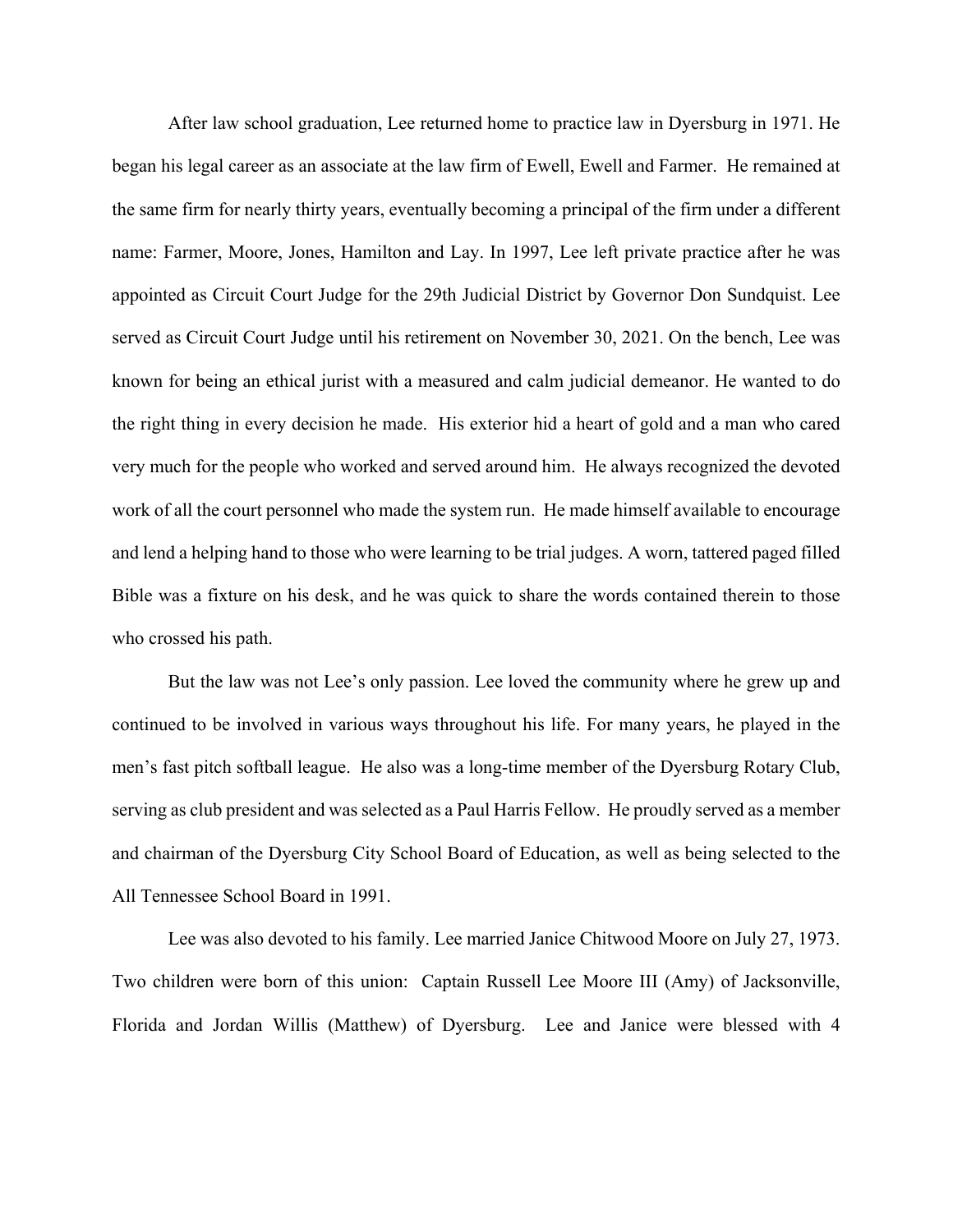After law school graduation, Lee returned home to practice law in Dyersburg in 1971. He began his legal career as an associate at the law firm of Ewell, Ewell and Farmer. He remained at the same firm for nearly thirty years, eventually becoming a principal of the firm under a different name: Farmer, Moore, Jones, Hamilton and Lay. In 1997, Lee left private practice after he was appointed as Circuit Court Judge for the 29th Judicial District by Governor Don Sundquist. Lee served as Circuit Court Judge until his retirement on November 30, 2021. On the bench, Lee was known for being an ethical jurist with a measured and calm judicial demeanor. He wanted to do the right thing in every decision he made. His exterior hid a heart of gold and a man who cared very much for the people who worked and served around him. He always recognized the devoted work of all the court personnel who made the system run. He made himself available to encourage and lend a helping hand to those who were learning to be trial judges. A worn, tattered paged filled Bible was a fixture on his desk, and he was quick to share the words contained therein to those who crossed his path.

But the law was not Lee's only passion. Lee loved the community where he grew up and continued to be involved in various ways throughout his life. For many years, he played in the men's fast pitch softball league. He also was a long-time member of the Dyersburg Rotary Club, serving as club president and was selected as a Paul Harris Fellow. He proudly served as a member and chairman of the Dyersburg City School Board of Education, as well as being selected to the All Tennessee School Board in 1991.

Lee was also devoted to his family. Lee married Janice Chitwood Moore on July 27, 1973. Two children were born of this union: Captain Russell Lee Moore III (Amy) of Jacksonville, Florida and Jordan Willis (Matthew) of Dyersburg. Lee and Janice were blessed with 4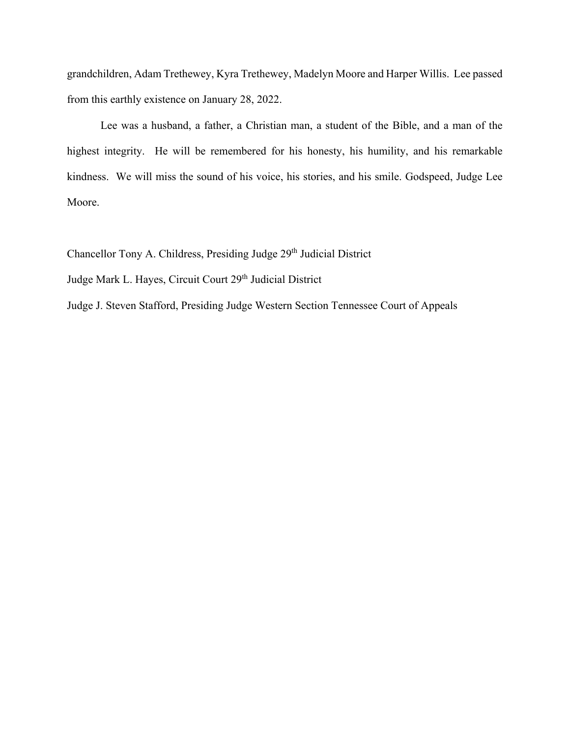grandchildren, Adam Trethewey, Kyra Trethewey, Madelyn Moore and Harper Willis. Lee passed from this earthly existence on January 28, 2022.

Lee was a husband, a father, a Christian man, a student of the Bible, and a man of the highest integrity. He will be remembered for his honesty, his humility, and his remarkable kindness. We will miss the sound of his voice, his stories, and his smile. Godspeed, Judge Lee Moore.

Chancellor Tony A. Childress, Presiding Judge 29th Judicial District

Judge Mark L. Hayes, Circuit Court 29th Judicial District

Judge J. Steven Stafford, Presiding Judge Western Section Tennessee Court of Appeals